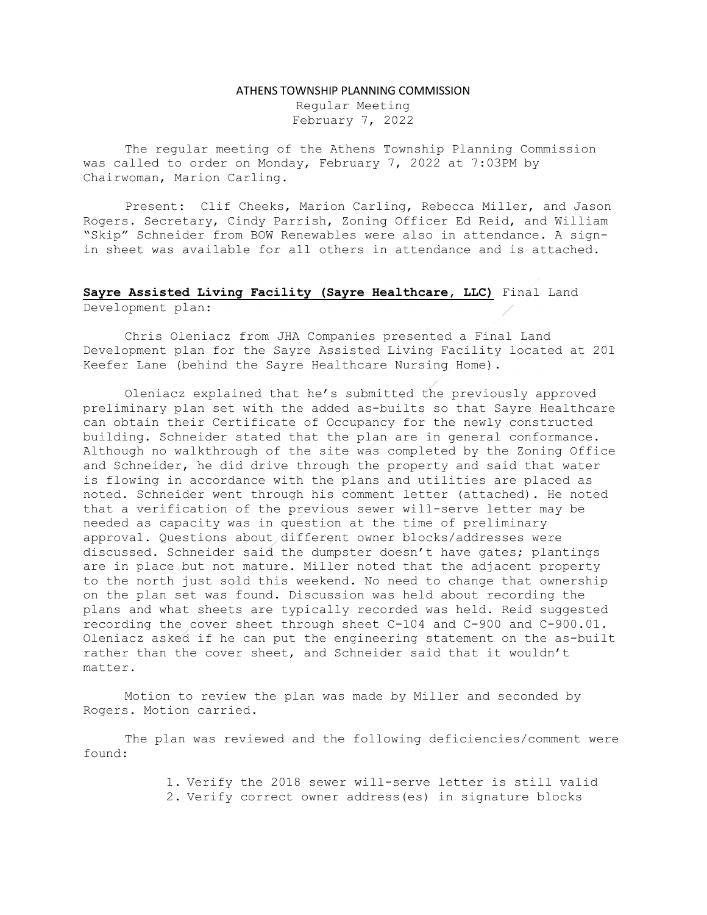# ATHENS TOWNSHIP PLANNING COMMISSION

Regular Meeting
February 7, 2022

The regular meeting of the Athens Township Planning Commission was called to order on Monday, February 7, 2022 at 7:03PM by Chairwoman, Marion Carling.

Present: Clif Cheeks, Marion Carling, Rebecca Miller, and Jason Rogers. Secretary, Cindy Parrish, Zoning Officer Ed Reid, and William "Skip" Schneider from BOW Renewables were also in attendance. A sign-in sheet was available for all others in attendance and is attached.

**Sayre Assisted Living Facility (Sayre Healthcare, LLC)** Final Land Development plan:

Chris Oleniacz from JHA Companies presented a Final Land Development plan for the Sayre Assisted Living Facility located at 201 Keefer Lane (behind the Sayre Healthcare Nursing Home).

Oleniacz explained that he's submitted the previously approved preliminary plan set with the added as-builts so that Sayre Healthcare can obtain their Certificate of Occupancy for the newly constructed building. Schneider stated that the plan are in general conformance. Although no walkthrough of the site was completed by the Zoning Office and Schneider, he did drive through the property and said that water is flowing in accordance with the plans and utilities are placed as noted. Schneider went through his comment letter (attached). He noted that a verification of the previous sewer will-serve letter may be needed as capacity was in question at the time of preliminary approval. Questions about different owner blocks/addresses were discussed. Schneider said the dumpster doesn't have gates; plantings are in place but not mature. Miller noted that the adjacent property to the north just sold this weekend. No need to change that ownership on the plan set was found. Discussion was held about recording the plans and what sheets are typically recorded was held. Reid suggested recording the cover sheet through sheet C-104 and C-900 and C-900.01. Oleniacz asked if he can put the engineering statement on the as-built rather than the cover sheet, and Schneider said that it wouldn't matter.

Motion to review the plan was made by Miller and seconded by Rogers. Motion carried.

The plan was reviewed and the following deficiencies/comment were found:

1. Verify the 2018 sewer will-serve letter is still valid
2. Verify correct owner address(es) in signature blocks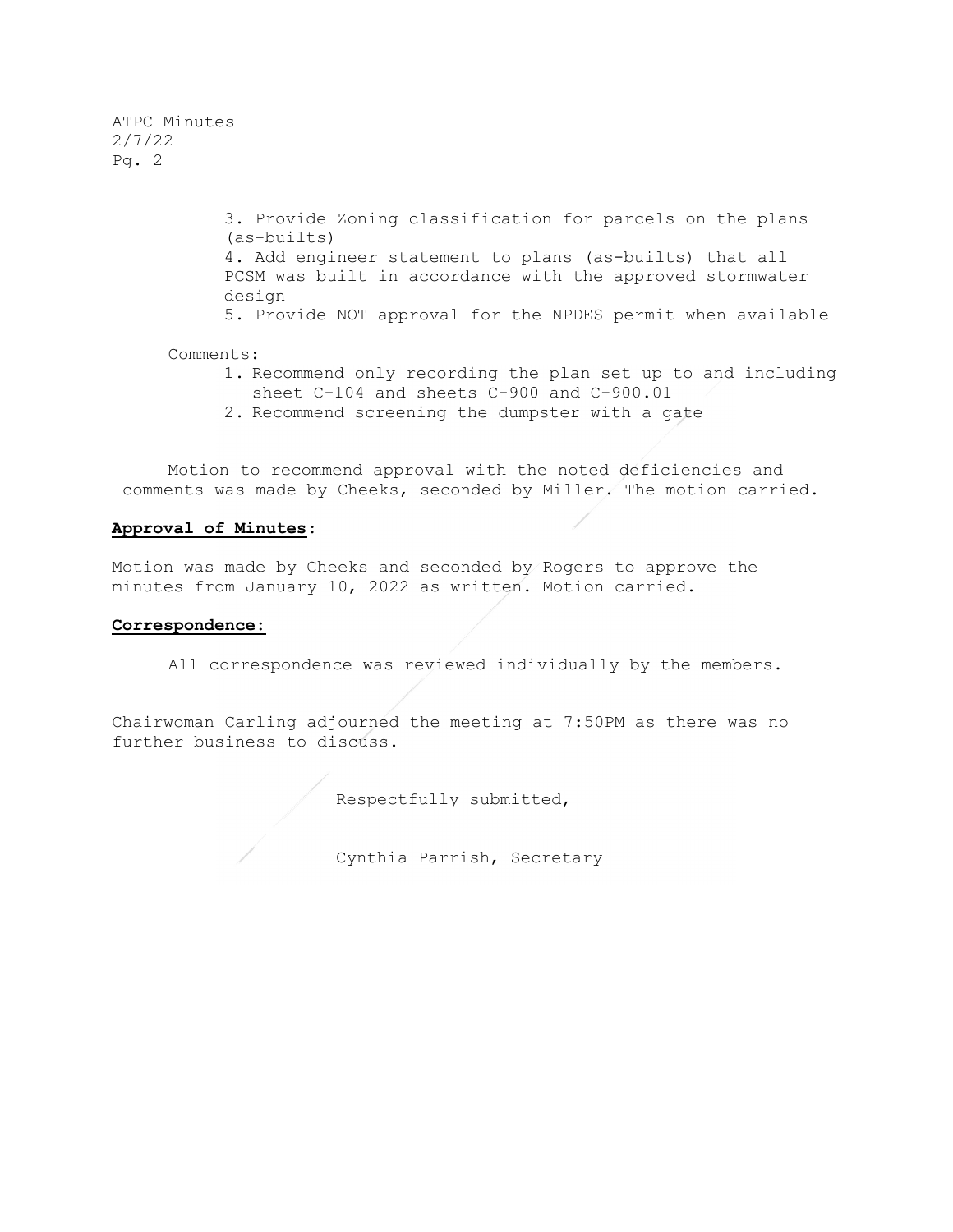3. Provide Zoning classification for parcels on the plans (as-builts)
4. Add engineer statement to plans (as-builts) that all PCSM was built in accordance with the approved stormwater design
5. Provide NOT approval for the NPDES permit when available

Comments:

1. Recommend only recording the plan set up to and including sheet C-104 and sheets C-900 and C-900.01
2. Recommend screening the dumpster with a gate

Motion to recommend approval with the noted deficiencies and comments was made by Cheeks, seconded by Miller. The motion carried.

**Approval of Minutes:**

Motion was made by Cheeks and seconded by Rogers to approve the minutes from January 10, 2022 as written. Motion carried.

**Correspondence:**

All correspondence was reviewed individually by the members.

Chairwoman Carling adjourned the meeting at 7:50PM as there was no further business to discuss.

Respectfully submitted,

Cynthia Parrish, Secretary